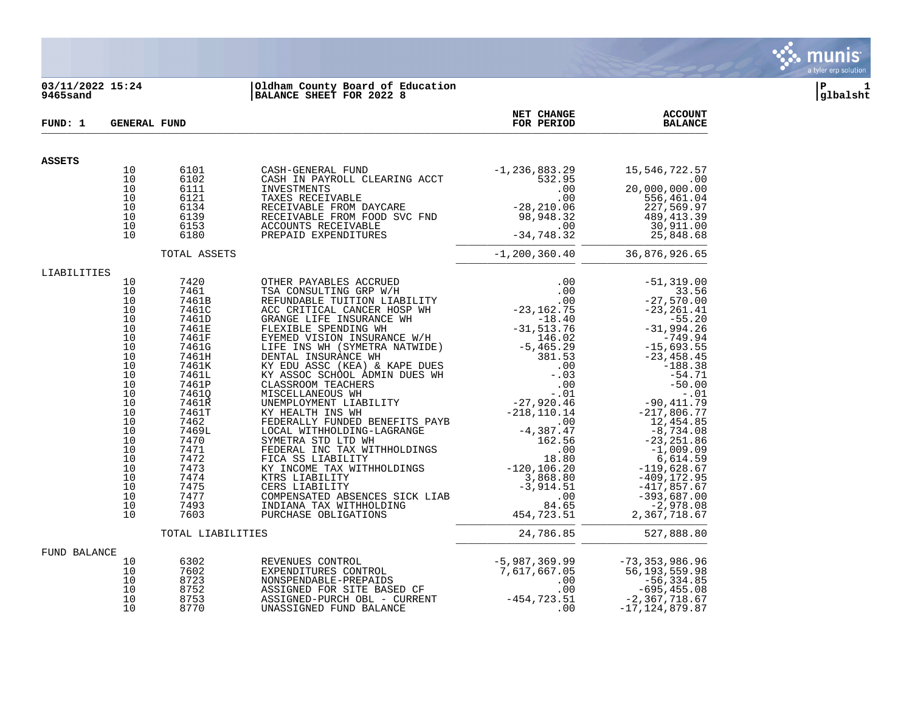03/11/2022 15:24
9465sand

Oldham County Board of Education
BALANCE SHEET FOR 2022 8

glbalsht

**FUND: 1 GENERAL FUND**

| | | | | NET CHANGE FOR PERIOD | ACCOUNT BALANCE |
|---|---|---|---|---|---|
| **ASSETS** | | | | | |
| | 10 | 6101 | CASH-GENERAL FUND | -1,236,883.29 | 15,546,722.57 |
| | 10 | 6102 | CASH IN PAYROLL CLEARING ACCT | 532.95 | .00 |
| | 10 | 6111 | INVESTMENTS | .00 | 20,000,000.00 |
| | 10 | 6121 | TAXES RECEIVABLE | .00 | 556,461.04 |
| | 10 | 6134 | RECEIVABLE FROM DAYCARE | -28,210.06 | 227,569.97 |
| | 10 | 6139 | RECEIVABLE FROM FOOD SVC FND | 98,948.32 | 489,413.39 |
| | 10 | 6153 | ACCOUNTS RECEIVABLE | .00 | 30,911.00 |
| | 10 | 6180 | PREPAID EXPENDITURES | -34,748.32 | 25,848.68 |
| | | TOTAL ASSETS | | -1,200,360.40 | 36,876,926.65 |
| LIABILITIES | | | | | |
| | 10 | 7420 | OTHER PAYABLES ACCRUED | .00 | -51,319.00 |
| | 10 | 7461 | TSA CONSULTING GRP W/H | .00 | 33.56 |
| | 10 | 7461B | REFUNDABLE TUITION LIABILITY | .00 | -27,570.00 |
| | 10 | 7461C | ACC CRITICAL CANCER HOSP WH | -23,162.75 | -23,261.41 |
| | 10 | 7461D | GRANGE LIFE INSURANCE WH | -18.40 | -55.20 |
| | 10 | 7461E | FLEXIBLE SPENDING WH | -31,513.76 | -31,994.26 |
| | 10 | 7461F | EYEMED VISION INSURANCE W/H | 146.02 | -749.94 |
| | 10 | 7461G | LIFE INS WH (SYMETRA NATWIDE) | -5,465.29 | -15,693.55 |
| | 10 | 7461H | DENTAL INSURANCE WH | 381.53 | -23,458.45 |
| | 10 | 7461K | KY EDU ASSC (KEA) & KAPE DUES | .00 | -188.38 |
| | 10 | 7461L | KY ASSOC SCHOOL ADMIN DUES WH | -.03 | -54.71 |
| | 10 | 7461P | CLASSROOM TEACHERS | .00 | -50.00 |
| | 10 | 7461Q | MISCELLANEOUS WH | -.01 | -.01 |
| | 10 | 7461R | UNEMPLOYMENT LIABILITY | -27,920.46 | -90,411.79 |
| | 10 | 7461T | KY HEALTH INS WH | -218,110.14 | -217,806.77 |
| | 10 | 7462 | FEDERALLY FUNDED BENEFITS PAYB | .00 | 12,454.85 |
| | 10 | 7469L | LOCAL WITHHOLDING-LAGRANGE | -4,387.47 | -8,734.08 |
| | 10 | 7470 | SYMETRA STD LTD WH | 162.56 | -23,251.86 |
| | 10 | 7471 | FEDERAL INC TAX WITHHOLDINGS | .00 | -1,009.09 |
| | 10 | 7472 | FICA SS LIABILITY | 18.80 | 6,614.59 |
| | 10 | 7473 | KY INCOME TAX WITHHOLDINGS | -120,106.20 | -119,628.67 |
| | 10 | 7474 | KTRS LIABILITY | 3,868.80 | -409,172.95 |
| | 10 | 7475 | CERS LIABILITY | -3,914.51 | -417,857.67 |
| | 10 | 7477 | COMPENSATED ABSENCES SICK LIAB | .00 | -393,687.00 |
| | 10 | 7493 | INDIANA TAX WITHHOLDING | 84.65 | -2,978.08 |
| | 10 | 7603 | PURCHASE OBLIGATIONS | 454,723.51 | 2,367,718.67 |
| | | TOTAL LIABILITIES | | 24,786.85 | 527,888.80 |
| FUND BALANCE | | | | | |
| | 10 | 6302 | REVENUES CONTROL | -5,987,369.99 | -73,353,986.96 |
| | 10 | 7602 | EXPENDITURES CONTROL | 7,617,667.05 | 56,193,559.98 |
| | 10 | 8723 | NONSPENDABLE-PREPAIDS | .00 | -56,334.85 |
| | 10 | 8752 | ASSIGNED FOR SITE BASED CF | .00 | -695,455.08 |
| | 10 | 8753 | ASSIGNED-PURCH OBL - CURRENT | -454,723.51 | -2,367,718.67 |
| | 10 | 8770 | UNASSIGNED FUND BALANCE | .00 | -17,124,879.87 |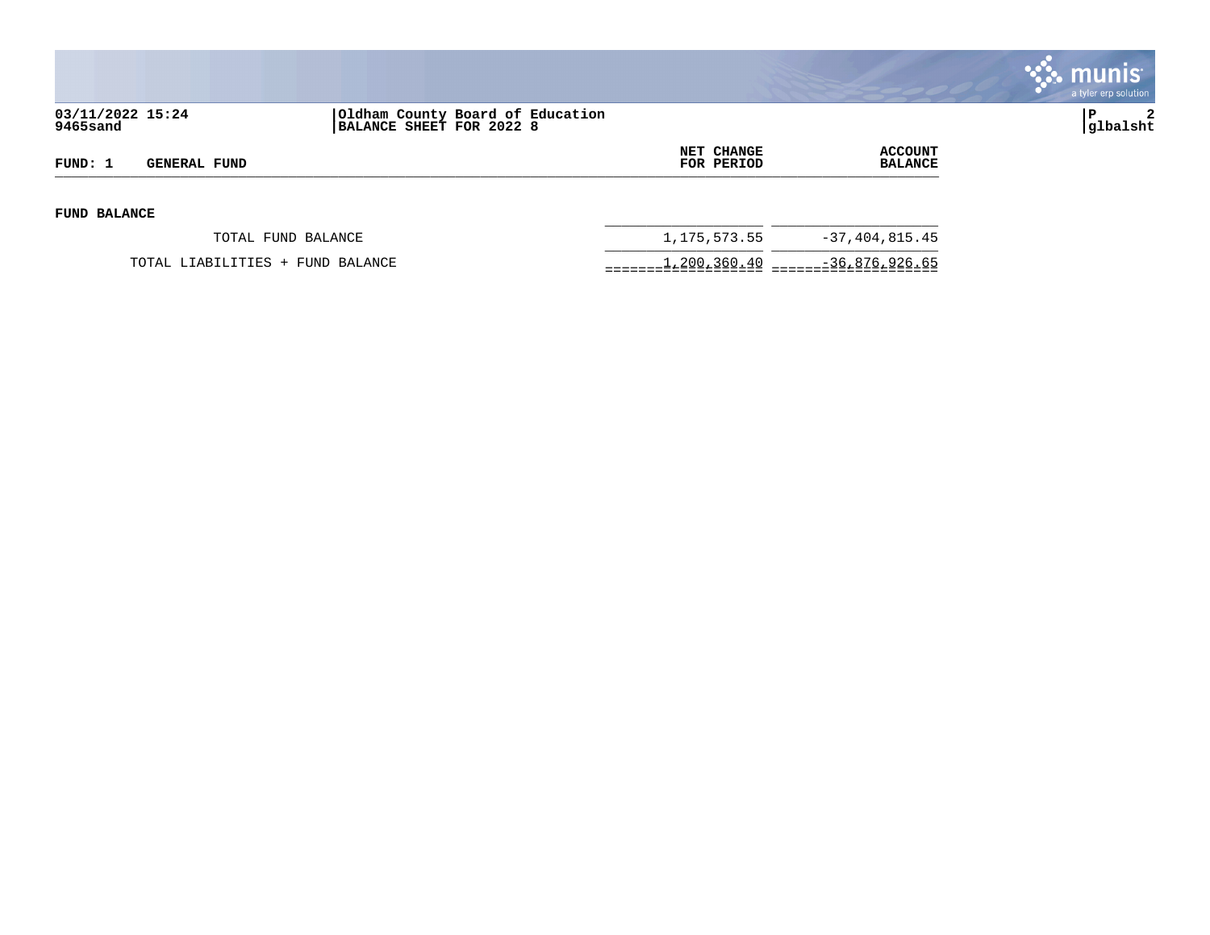Oldham County Board of Education
BALANCE SHEET FOR 2022 8

| FUND: 1 GENERAL FUND | NET CHANGE FOR PERIOD | ACCOUNT BALANCE |
|---|---|---|
| **FUND BALANCE** | | |
| TOTAL FUND BALANCE | 1,175,573.55 | -37,404,815.45 |
| TOTAL LIABILITIES + FUND BALANCE | 1,200,360.40 | -36,876,926.65 |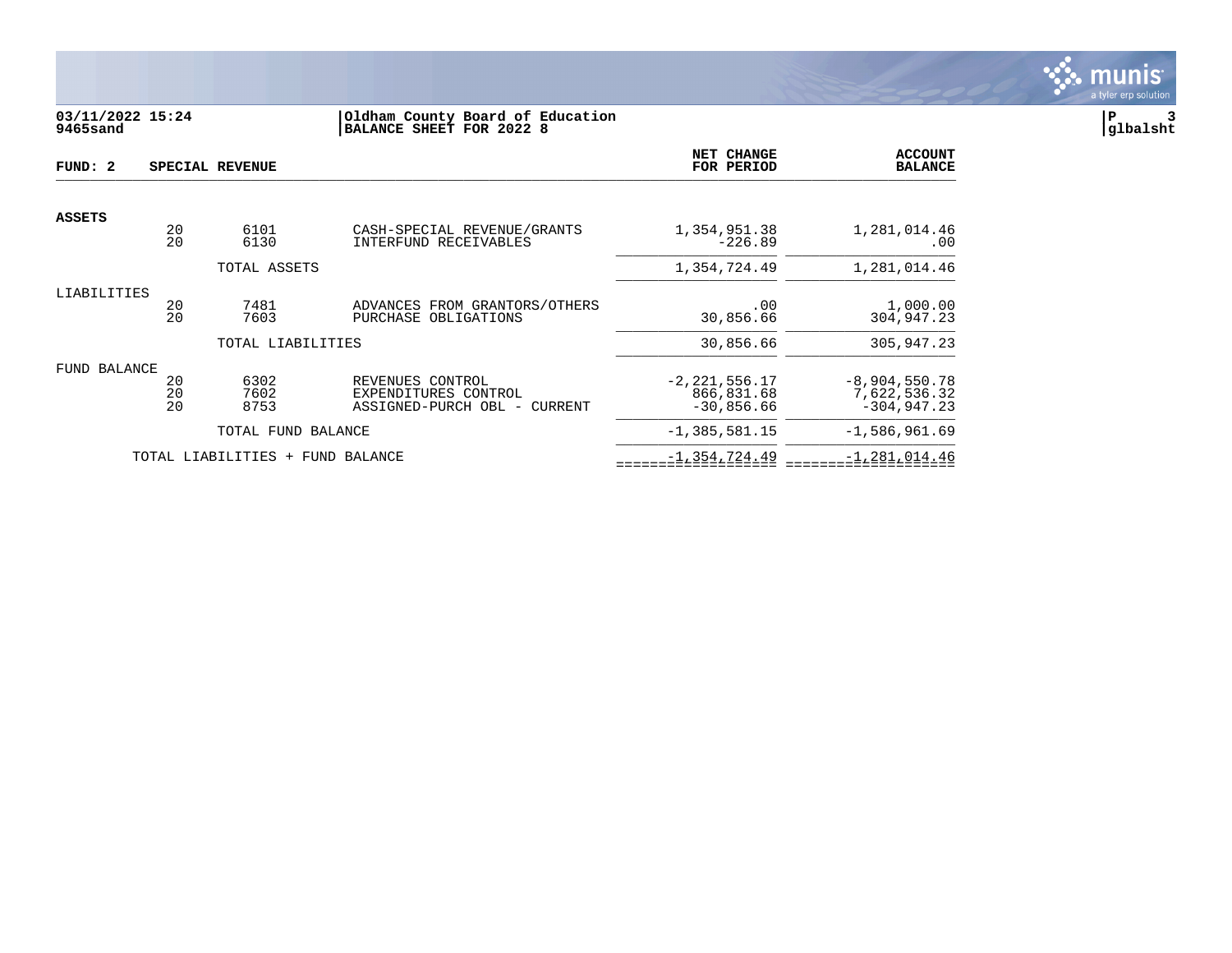**Oldham County Board of Education**
**BALANCE SHEET FOR 2022 8**

03/11/2022 15:24
9465sand

| FUND: 2 | SPECIAL REVENUE | | | NET CHANGE FOR PERIOD | ACCOUNT BALANCE |
|---|---|---|---|---|---|
| **ASSETS** | | | | | |
| | 20 | 6101 | CASH-SPECIAL REVENUE/GRANTS | 1,354,951.38 | 1,281,014.46 |
| | 20 | 6130 | INTERFUND RECEIVABLES | -226.89 | .00 |
| | | TOTAL ASSETS | | 1,354,724.49 | 1,281,014.46 |
| LIABILITIES | | | | | |
| | 20 | 7481 | ADVANCES FROM GRANTORS/OTHERS | .00 | 1,000.00 |
| | 20 | 7603 | PURCHASE OBLIGATIONS | 30,856.66 | 304,947.23 |
| | | TOTAL LIABILITIES | | 30,856.66 | 305,947.23 |
| FUND BALANCE | | | | | |
| | 20 | 6302 | REVENUES CONTROL | -2,221,556.17 | -8,904,550.78 |
| | 20 | 7602 | EXPENDITURES CONTROL | 866,831.68 | 7,622,536.32 |
| | 20 | 8753 | ASSIGNED-PURCH OBL - CURRENT | -30,856.66 | -304,947.23 |
| | | TOTAL FUND BALANCE | | -1,385,581.15 | -1,586,961.69 |
| | TOTAL LIABILITIES + FUND BALANCE | | | -1,354,724.49 | -1,281,014.46 |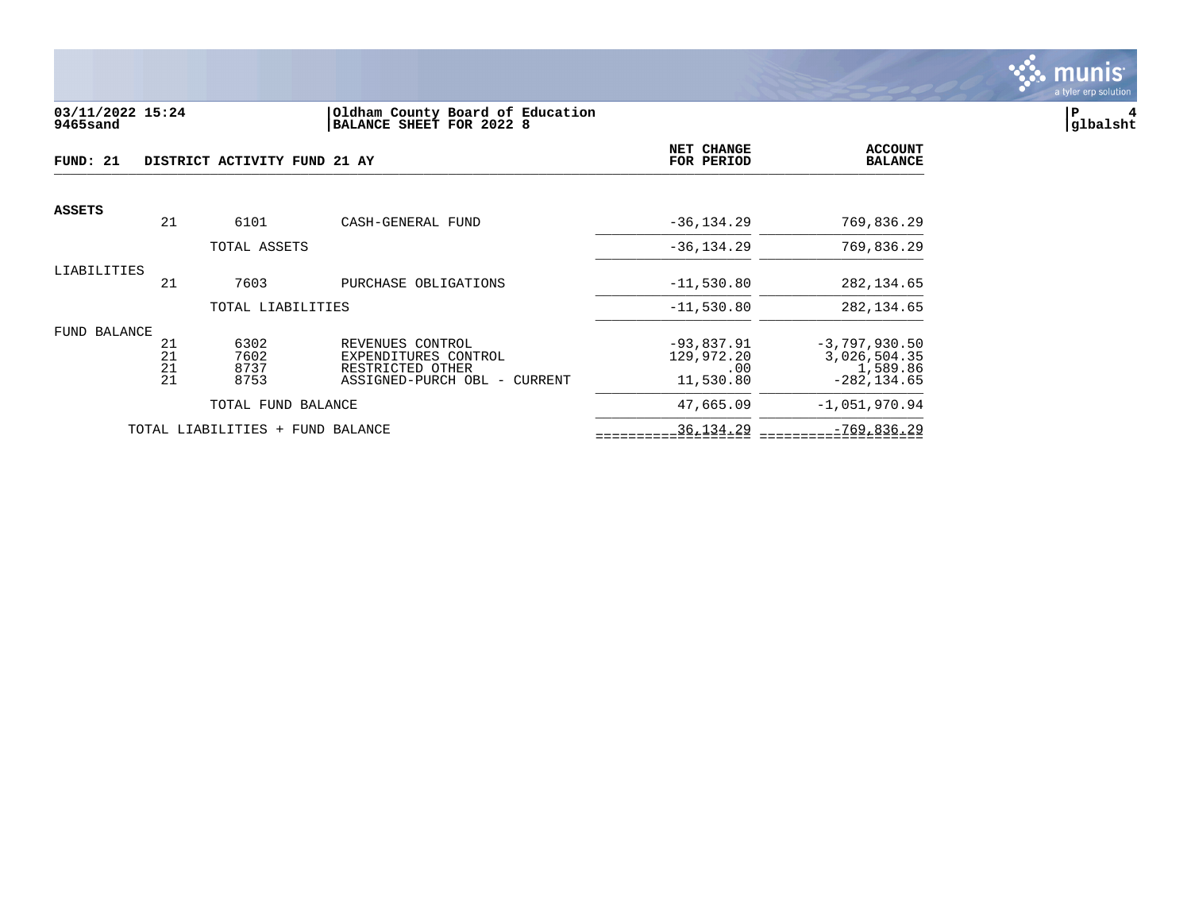**03/11/2022 15:24**
**9465sand**

**Oldham County Board of Education**
**BALANCE SHEET FOR 2022 8**

**glbalsht**

**FUND: 21 DISTRICT ACTIVITY FUND 21 AY**

| | | | | NET CHANGE FOR PERIOD | ACCOUNT BALANCE |
|---|---|---|---|---|---|
| **ASSETS** | | | | | |
| | 21 | 6101 | CASH-GENERAL FUND | -36,134.29 | 769,836.29 |
| | | TOTAL ASSETS | | -36,134.29 | 769,836.29 |
| LIABILITIES | | | | | |
| | 21 | 7603 | PURCHASE OBLIGATIONS | -11,530.80 | 282,134.65 |
| | | TOTAL LIABILITIES | | -11,530.80 | 282,134.65 |
| FUND BALANCE | | | | | |
| | 21 | 6302 | REVENUES CONTROL | -93,837.91 | -3,797,930.50 |
| | 21 | 7602 | EXPENDITURES CONTROL | 129,972.20 | 3,026,504.35 |
| | 21 | 8737 | RESTRICTED OTHER | .00 | 1,589.86 |
| | 21 | 8753 | ASSIGNED-PURCH OBL - CURRENT | 11,530.80 | -282,134.65 |
| | | TOTAL FUND BALANCE | | 47,665.09 | -1,051,970.94 |
| | TOTAL LIABILITIES + FUND BALANCE | | | 36,134.29 | -769,836.29 |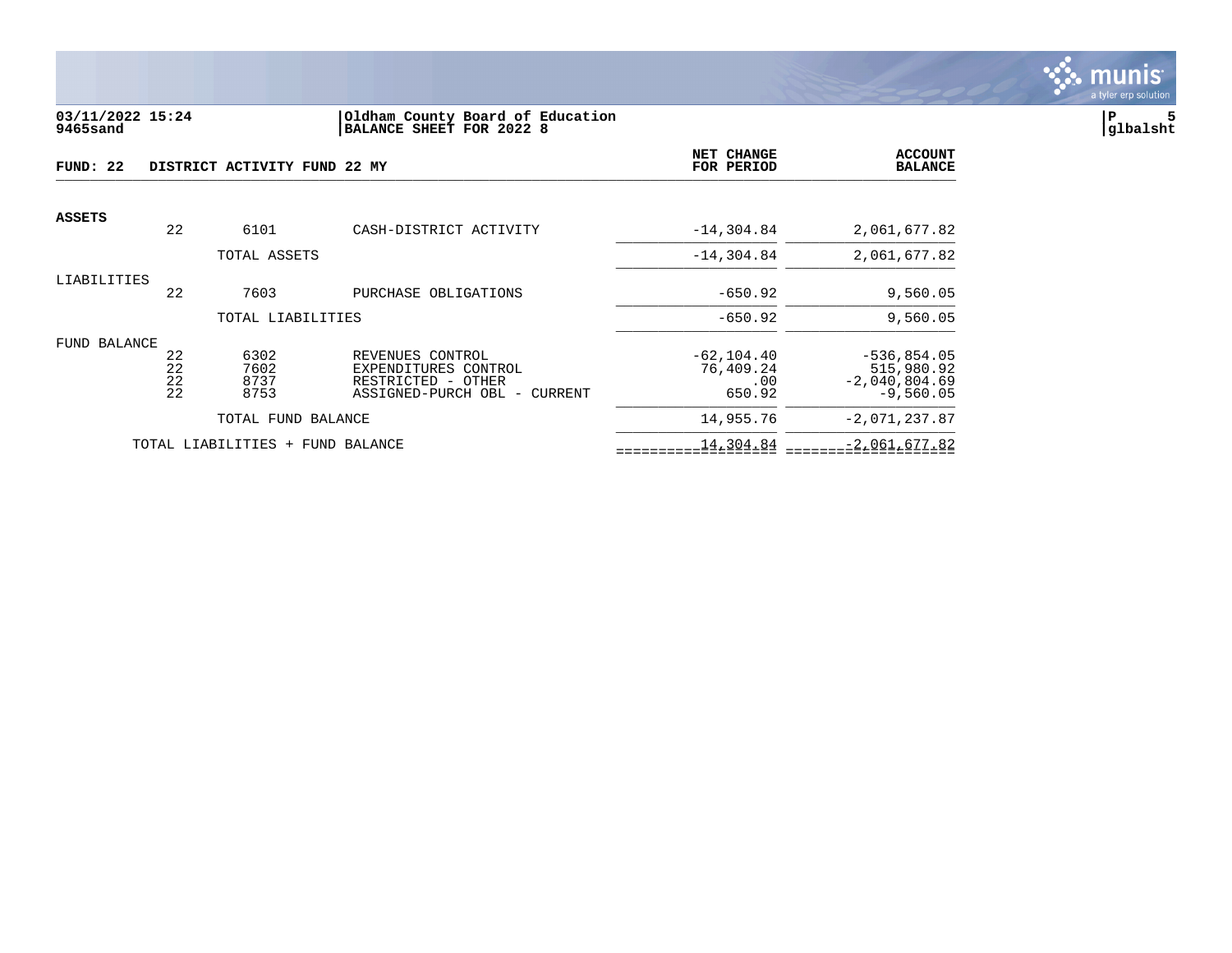03/11/2022 15:24 | Oldham County Board of Education
9465sand | BALANCE SHEET FOR 2022 8

glbalsht

**FUND: 22 DISTRICT ACTIVITY FUND 22 MY**

| | | | | NET CHANGE FOR PERIOD | ACCOUNT BALANCE |
|---|---|---|---|---|---|
| **ASSETS** | | | | | |
| | 22 | 6101 | CASH-DISTRICT ACTIVITY | -14,304.84 | 2,061,677.82 |
| | | TOTAL ASSETS | | -14,304.84 | 2,061,677.82 |
| LIABILITIES | | | | | |
| | 22 | 7603 | PURCHASE OBLIGATIONS | -650.92 | 9,560.05 |
| | | TOTAL LIABILITIES | | -650.92 | 9,560.05 |
| FUND BALANCE | | | | | |
| | 22 | 6302 | REVENUES CONTROL | -62,104.40 | -536,854.05 |
| | 22 | 7602 | EXPENDITURES CONTROL | 76,409.24 | 515,980.92 |
| | 22 | 8737 | RESTRICTED - OTHER | .00 | -2,040,804.69 |
| | 22 | 8753 | ASSIGNED-PURCH OBL - CURRENT | 650.92 | -9,560.05 |
| | | TOTAL FUND BALANCE | | 14,955.76 | -2,071,237.87 |
| | TOTAL LIABILITIES + FUND BALANCE | | | 14,304.84 | -2,061,677.82 |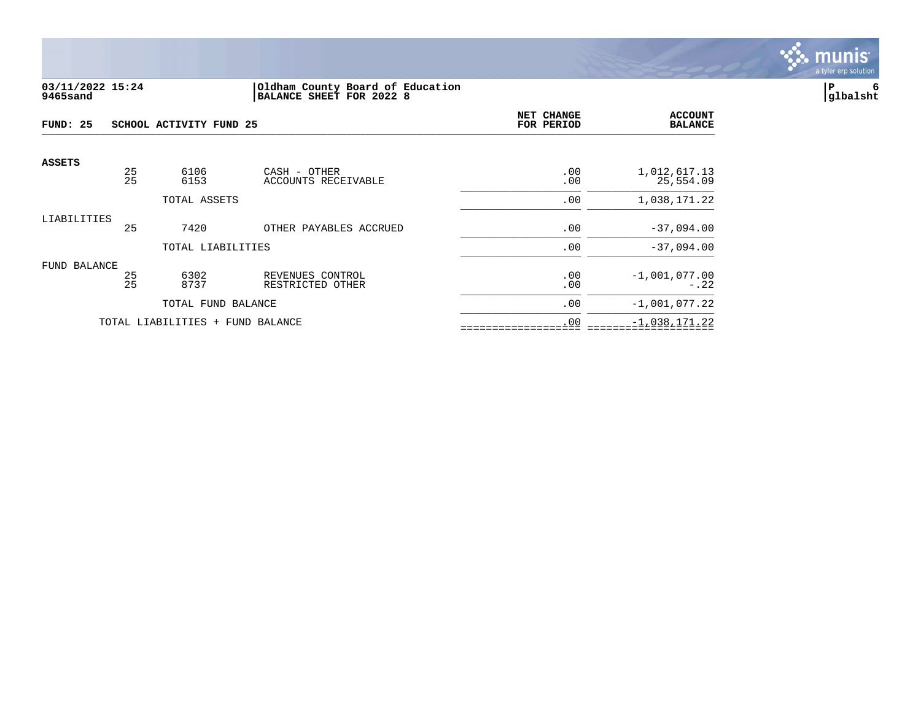03/11/2022 15:24 | Oldham County Board of Education
9465sand | BALANCE SHEET FOR 2022 8

glbalsht

**FUND: 25 SCHOOL ACTIVITY FUND 25**

| | | | | NET CHANGE FOR PERIOD | ACCOUNT BALANCE |
|---|---|---|---|---|---|
| **ASSETS** | 25 | 6106 | CASH - OTHER | .00 | 1,012,617.13 |
| | 25 | 6153 | ACCOUNTS RECEIVABLE | .00 | 25,554.09 |
| | | TOTAL ASSETS | | .00 | 1,038,171.22 |
| LIABILITIES | 25 | 7420 | OTHER PAYABLES ACCRUED | .00 | -37,094.00 |
| | | TOTAL LIABILITIES | | .00 | -37,094.00 |
| FUND BALANCE | 25 | 6302 | REVENUES CONTROL | .00 | -1,001,077.00 |
| | 25 | 8737 | RESTRICTED OTHER | .00 | -.22 |
| | | TOTAL FUND BALANCE | | .00 | -1,001,077.22 |
| | TOTAL LIABILITIES + FUND BALANCE | | | .00 | -1,038,171.22 |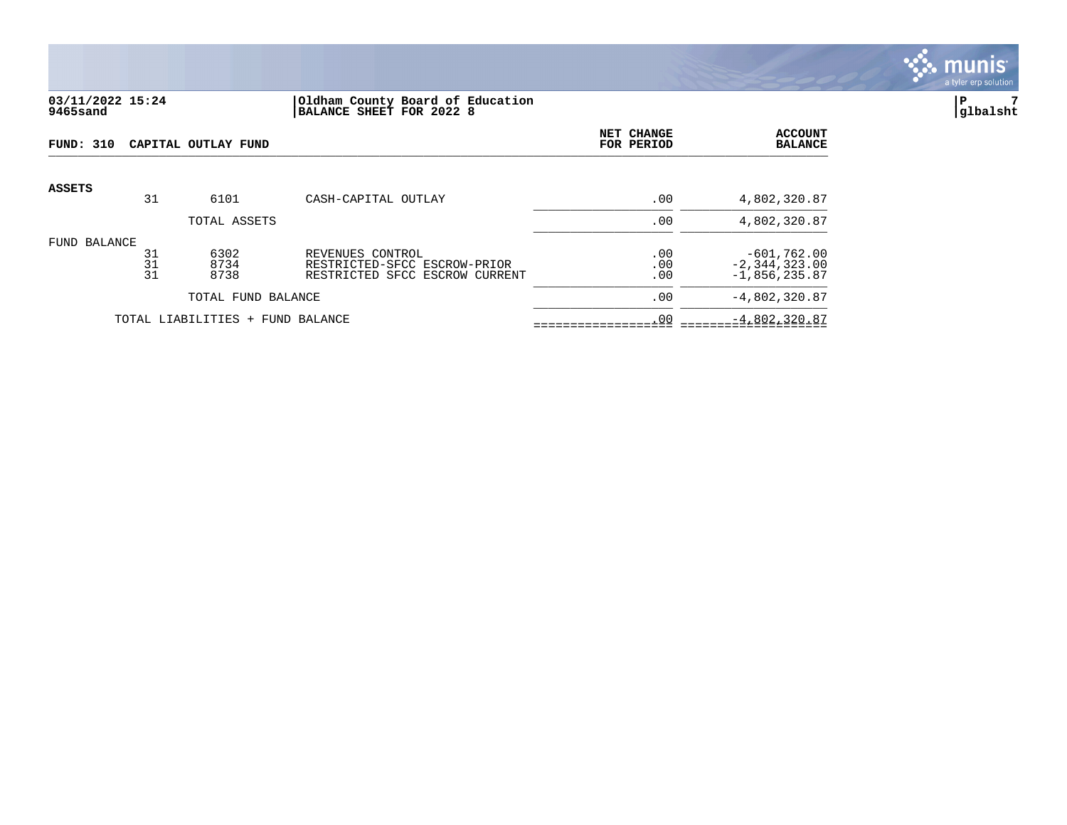03/11/2022 15:24
9465sand

**Oldham County Board of Education**
**BALANCE SHEET FOR 2022 8**

glbalsht

**FUND: 310 CAPITAL OUTLAY FUND**

| | | | | NET CHANGE FOR PERIOD | ACCOUNT BALANCE |
|---|---|---|---|---|---|
| **ASSETS** | | | | | |
| | 31 | 6101 | CASH-CAPITAL OUTLAY | .00 | 4,802,320.87 |
| | | TOTAL ASSETS | | .00 | 4,802,320.87 |
| FUND BALANCE | | | | | |
| | 31 | 6302 | REVENUES CONTROL | .00 | -601,762.00 |
| | 31 | 8734 | RESTRICTED-SFCC ESCROW-PRIOR | .00 | -2,344,323.00 |
| | 31 | 8738 | RESTRICTED SFCC ESCROW CURRENT | .00 | -1,856,235.87 |
| | | TOTAL FUND BALANCE | | .00 | -4,802,320.87 |
| | TOTAL LIABILITIES + FUND BALANCE | | | .00 | -4,802,320.87 |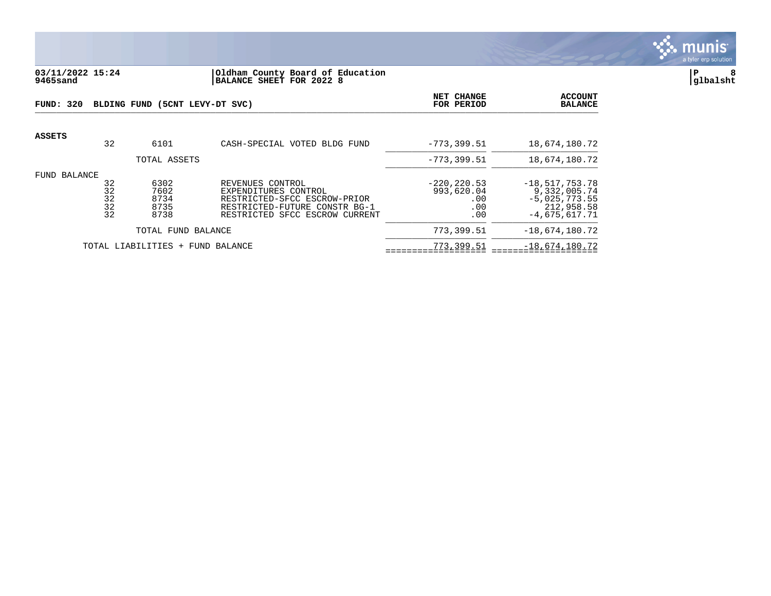03/11/2022 15:24 | Oldham County Board of Education | P 8
9465sand | BALANCE SHEET FOR 2022 8 | glbalsht

| FUND: 320 BLDING FUND (5CNT LEVY-DT SVC) | | | | NET CHANGE FOR PERIOD | ACCOUNT BALANCE |
|---|---|---|---|---|---|
| **ASSETS** | | | | | |
| | 32 | 6101 | CASH-SPECIAL VOTED BLDG FUND | -773,399.51 | 18,674,180.72 |
| | | TOTAL ASSETS | | -773,399.51 | 18,674,180.72 |
| FUND BALANCE | | | | | |
| | 32 | 6302 | REVENUES CONTROL | -220,220.53 | -18,517,753.78 |
| | 32 | 7602 | EXPENDITURES CONTROL | 993,620.04 | 9,332,005.74 |
| | 32 | 8734 | RESTRICTED-SFCC ESCROW-PRIOR | .00 | -5,025,773.55 |
| | 32 | 8735 | RESTRICTED-FUTURE CONSTR BG-1 | .00 | 212,958.58 |
| | 32 | 8738 | RESTRICTED SFCC ESCROW CURRENT | .00 | -4,675,617.71 |
| | | TOTAL FUND BALANCE | | 773,399.51 | -18,674,180.72 |
| | | TOTAL LIABILITIES + FUND BALANCE | | 773,399.51 | -18,674,180.72 |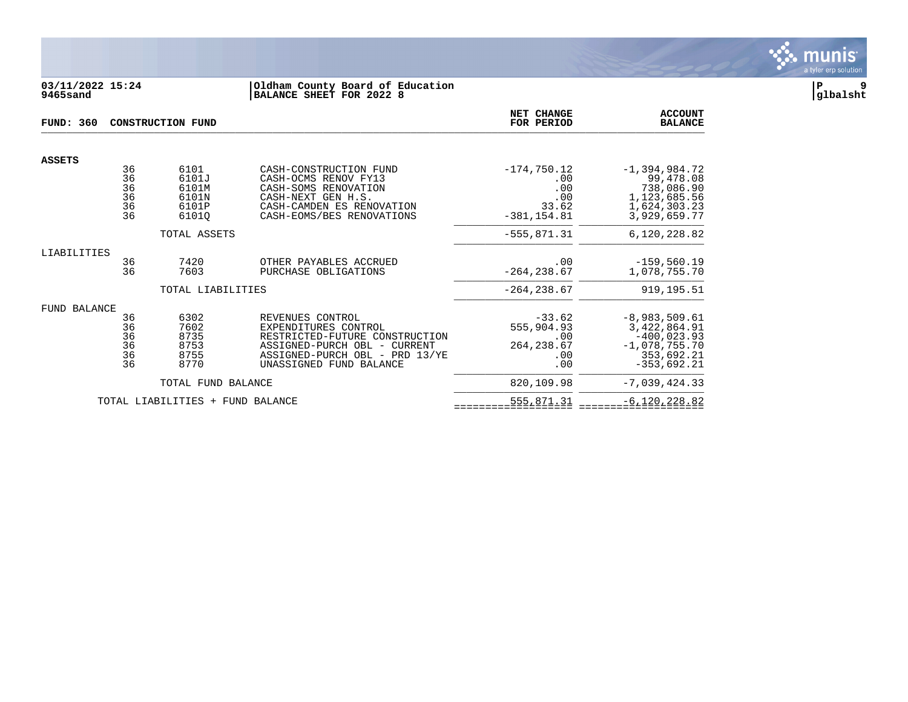03/11/2022 15:24 | Oldham County Board of Education
9465sand | BALANCE SHEET FOR 2022 8

glbalsht

**FUND: 360 CONSTRUCTION FUND**

| | | | | NET CHANGE FOR PERIOD | ACCOUNT BALANCE |
|---|---|---|---|---|---|
| **ASSETS** | | | | | |
| | 36 | 6101 | CASH-CONSTRUCTION FUND | -174,750.12 | -1,394,984.72 |
| | 36 | 6101J | CASH-OCMS RENOV FY13 | .00 | 99,478.08 |
| | 36 | 6101M | CASH-SOMS RENOVATION | .00 | 738,086.90 |
| | 36 | 6101N | CASH-NEXT GEN H.S. | .00 | 1,123,685.56 |
| | 36 | 6101P | CASH-CAMDEN ES RENOVATION | 33.62 | 1,624,303.23 |
| | 36 | 6101Q | CASH-EOMS/BES RENOVATIONS | -381,154.81 | 3,929,659.77 |
| | | TOTAL ASSETS | | -555,871.31 | 6,120,228.82 |
| LIABILITIES | | | | | |
| | 36 | 7420 | OTHER PAYABLES ACCRUED | .00 | -159,560.19 |
| | 36 | 7603 | PURCHASE OBLIGATIONS | -264,238.67 | 1,078,755.70 |
| | | TOTAL LIABILITIES | | -264,238.67 | 919,195.51 |
| FUND BALANCE | | | | | |
| | 36 | 6302 | REVENUES CONTROL | -33.62 | -8,983,509.61 |
| | 36 | 7602 | EXPENDITURES CONTROL | 555,904.93 | 3,422,864.91 |
| | 36 | 8735 | RESTRICTED-FUTURE CONSTRUCTION | .00 | -400,023.93 |
| | 36 | 8753 | ASSIGNED-PURCH OBL - CURRENT | 264,238.67 | -1,078,755.70 |
| | 36 | 8755 | ASSIGNED-PURCH OBL - PRD 13/YE | .00 | 353,692.21 |
| | 36 | 8770 | UNASSIGNED FUND BALANCE | .00 | -353,692.21 |
| | | TOTAL FUND BALANCE | | 820,109.98 | -7,039,424.33 |
| TOTAL LIABILITIES + FUND BALANCE | | | | 555,871.31 | -6,120,228.82 |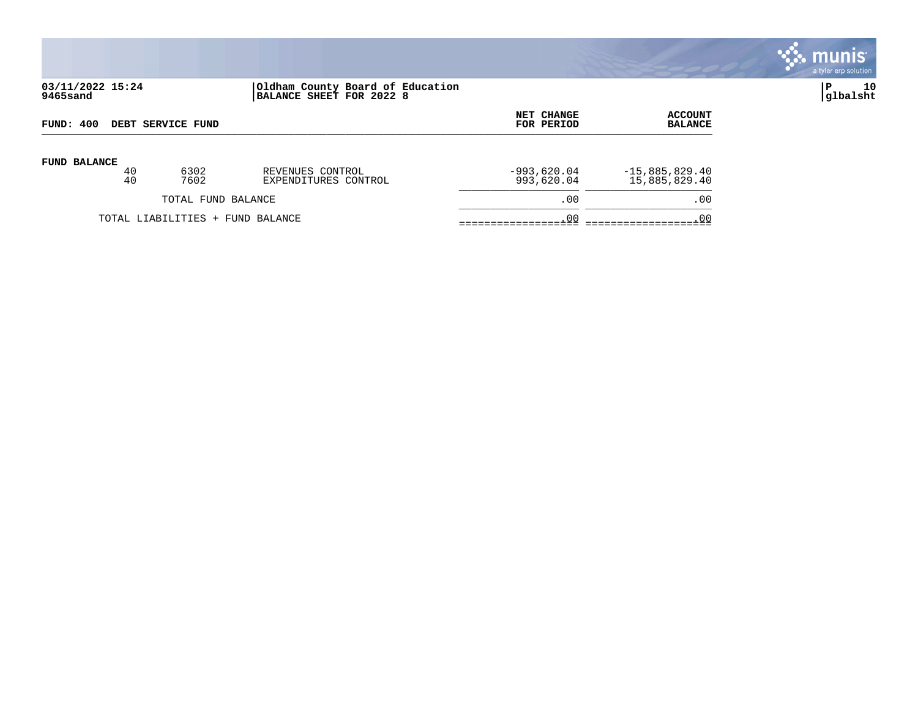03/11/2022 15:24 | Oldham County Board of Education
9465sand | BALANCE SHEET FOR 2022 8

glbalsht

**FUND: 400 DEBT SERVICE FUND**

| | | | | NET CHANGE FOR PERIOD | ACCOUNT BALANCE |
|---|---|---|---|---|---|
| **FUND BALANCE** | | | | | |
| | 40 | 6302 | REVENUES CONTROL | -993,620.04 | -15,885,829.40 |
| | 40 | 7602 | EXPENDITURES CONTROL | 993,620.04 | 15,885,829.40 |
| | | TOTAL FUND BALANCE | | .00 | .00 |
| | TOTAL LIABILITIES + FUND BALANCE | | | .00 | .00 |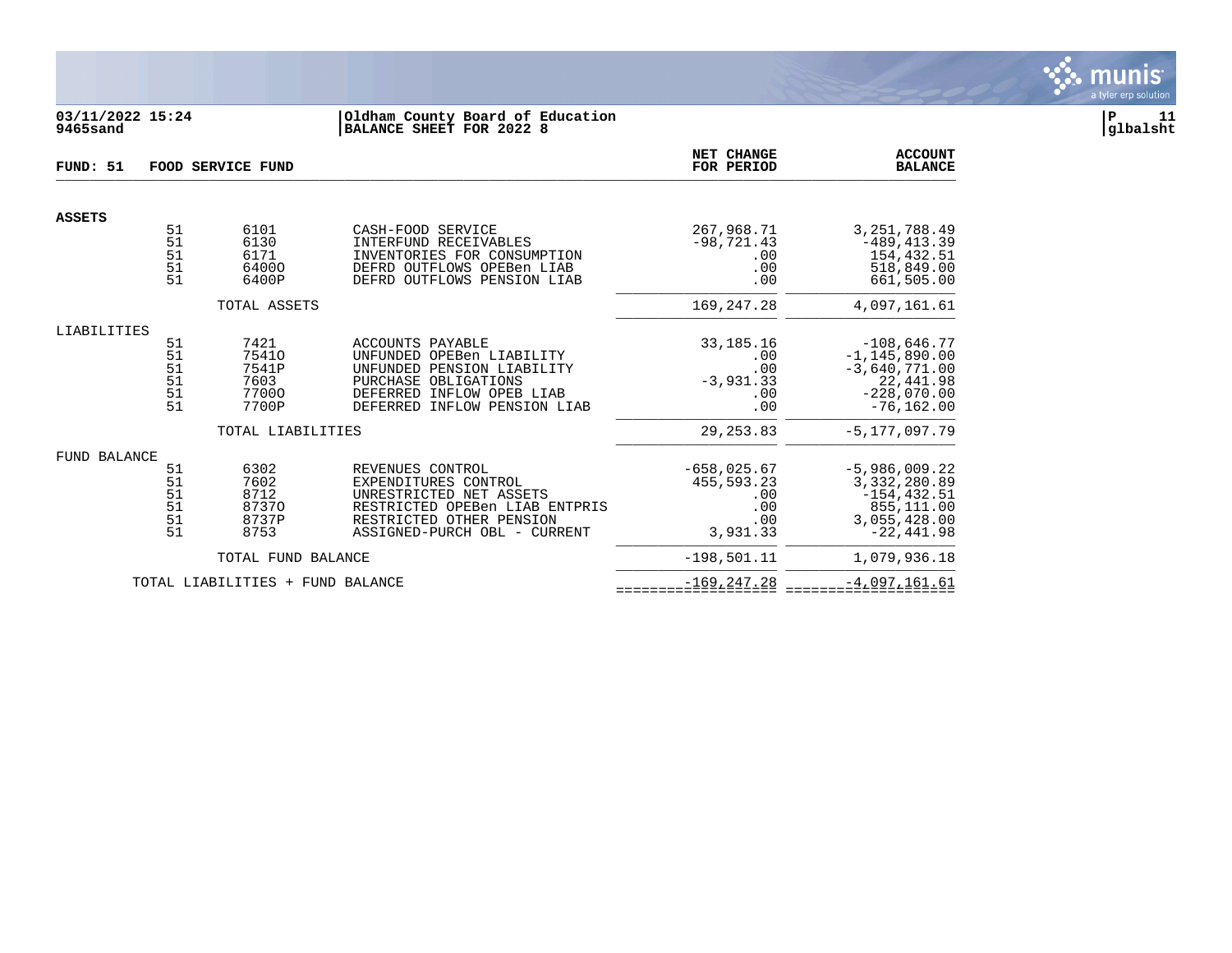**Oldham County Board of Education**
**BALANCE SHEET FOR 2022 8**

03/11/2022 15:24
9465sand

glbalsht

## FUND: 51 FOOD SERVICE FUND

| | | | | NET CHANGE FOR PERIOD | ACCOUNT BALANCE |
|---|---|---|---|---|---|
| **ASSETS** | | | | | |
| | 51 | 6101 | CASH-FOOD SERVICE | 267,968.71 | 3,251,788.49 |
| | 51 | 6130 | INTERFUND RECEIVABLES | -98,721.43 | -489,413.39 |
| | 51 | 6171 | INVENTORIES FOR CONSUMPTION | .00 | 154,432.51 |
| | 51 | 6400O | DEFRD OUTFLOWS OPEBen LIAB | .00 | 518,849.00 |
| | 51 | 6400P | DEFRD OUTFLOWS PENSION LIAB | .00 | 661,505.00 |
| | | TOTAL ASSETS | | 169,247.28 | 4,097,161.61 |
| LIABILITIES | | | | | |
| | 51 | 7421 | ACCOUNTS PAYABLE | 33,185.16 | -108,646.77 |
| | 51 | 7541O | UNFUNDED OPEBen LIABILITY | .00 | -1,145,890.00 |
| | 51 | 7541P | UNFUNDED PENSION LIABILITY | .00 | -3,640,771.00 |
| | 51 | 7603 | PURCHASE OBLIGATIONS | -3,931.33 | 22,441.98 |
| | 51 | 7700O | DEFERRED INFLOW OPEB LIAB | .00 | -228,070.00 |
| | 51 | 7700P | DEFERRED INFLOW PENSION LIAB | .00 | -76,162.00 |
| | | TOTAL LIABILITIES | | 29,253.83 | -5,177,097.79 |
| FUND BALANCE | | | | | |
| | 51 | 6302 | REVENUES CONTROL | -658,025.67 | -5,986,009.22 |
| | 51 | 7602 | EXPENDITURES CONTROL | 455,593.23 | 3,332,280.89 |
| | 51 | 8712 | UNRESTRICTED NET ASSETS | .00 | -154,432.51 |
| | 51 | 8737O | RESTRICTED OPEBen LIAB ENTPRIS | .00 | 855,111.00 |
| | 51 | 8737P | RESTRICTED OTHER PENSION | .00 | 3,055,428.00 |
| | 51 | 8753 | ASSIGNED-PURCH OBL - CURRENT | 3,931.33 | -22,441.98 |
| | | TOTAL FUND BALANCE | | -198,501.11 | 1,079,936.18 |
| | | TOTAL LIABILITIES + FUND BALANCE | | -169,247.28 | -4,097,161.61 |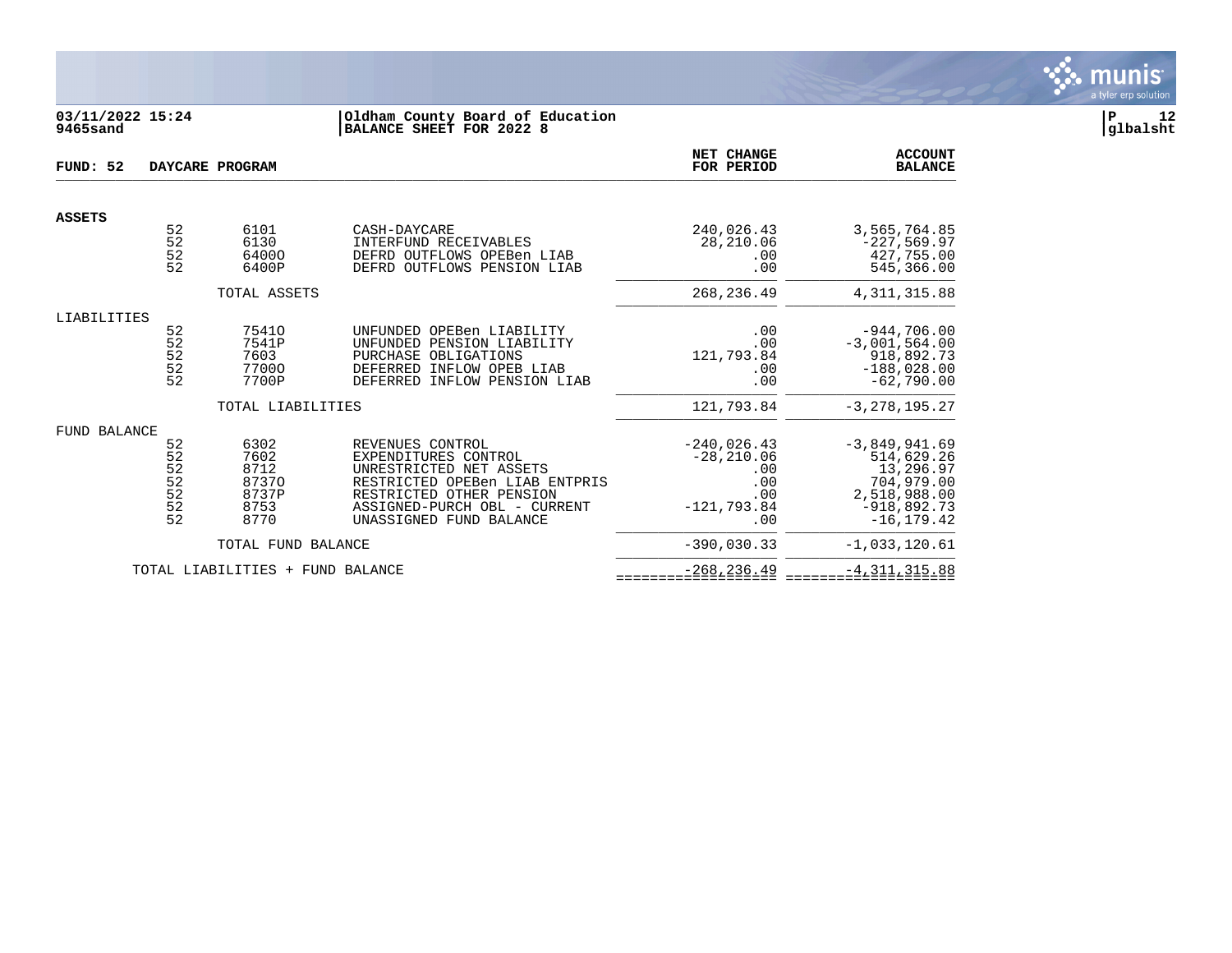**03/11/2022 15:24**
**9465sand**

**Oldham County Board of Education**
**BALANCE SHEET FOR 2022 8**

**P 12**
**glbalsht**

**FUND: 52 DAYCARE PROGRAM**

| | Fund | Account | Description | NET CHANGE FOR PERIOD | ACCOUNT BALANCE |
|---|---|---|---|---|---|
| **ASSETS** | | | | | |
| | 52 | 6101 | CASH-DAYCARE | 240,026.43 | 3,565,764.85 |
| | 52 | 6130 | INTERFUND RECEIVABLES | 28,210.06 | -227,569.97 |
| | 52 | 6400O | DEFRD OUTFLOWS OPEBen LIAB | .00 | 427,755.00 |
| | 52 | 6400P | DEFRD OUTFLOWS PENSION LIAB | .00 | 545,366.00 |
| | | TOTAL ASSETS | | 268,236.49 | 4,311,315.88 |
| LIABILITIES | | | | | |
| | 52 | 7541O | UNFUNDED OPEBen LIABILITY | .00 | -944,706.00 |
| | 52 | 7541P | UNFUNDED PENSION LIABILITY | .00 | -3,001,564.00 |
| | 52 | 7603 | PURCHASE OBLIGATIONS | 121,793.84 | 918,892.73 |
| | 52 | 7700O | DEFERRED INFLOW OPEB LIAB | .00 | -188,028.00 |
| | 52 | 7700P | DEFERRED INFLOW PENSION LIAB | .00 | -62,790.00 |
| | | TOTAL LIABILITIES | | 121,793.84 | -3,278,195.27 |
| FUND BALANCE | | | | | |
| | 52 | 6302 | REVENUES CONTROL | -240,026.43 | -3,849,941.69 |
| | 52 | 7602 | EXPENDITURES CONTROL | -28,210.06 | 514,629.26 |
| | 52 | 8712 | UNRESTRICTED NET ASSETS | .00 | 13,296.97 |
| | 52 | 8737O | RESTRICTED OPEBen LIAB ENTPRIS | .00 | 704,979.00 |
| | 52 | 8737P | RESTRICTED OTHER PENSION | .00 | 2,518,988.00 |
| | 52 | 8753 | ASSIGNED-PURCH OBL - CURRENT | -121,793.84 | -918,892.73 |
| | 52 | 8770 | UNASSIGNED FUND BALANCE | .00 | -16,179.42 |
| | | TOTAL FUND BALANCE | | -390,030.33 | -1,033,120.61 |
| | TOTAL LIABILITIES + FUND BALANCE | | | -268,236.49 | -4,311,315.88 |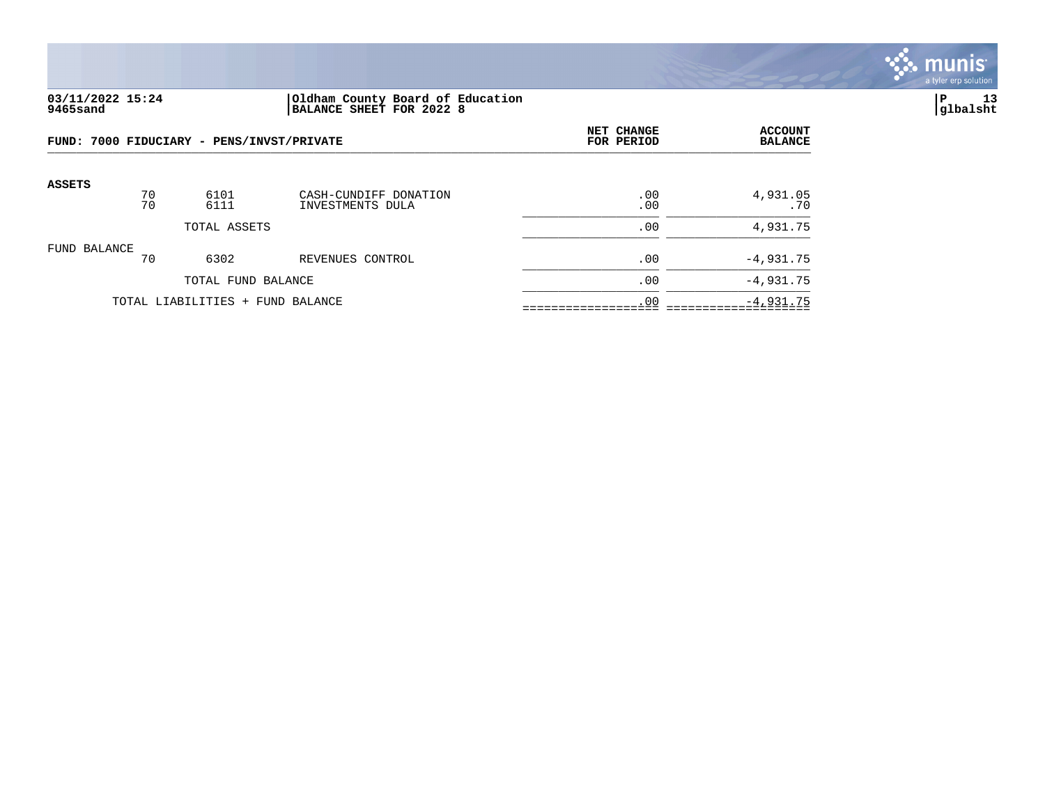**03/11/2022 15:24**
**9465sand**

**Oldham County Board of Education**
**BALANCE SHEET FOR 2022 8**

**P 13**
**glbalsht**

| FUND: 7000 FIDUCIARY - PENS/INVST/PRIVATE | | | | NET CHANGE FOR PERIOD | ACCOUNT BALANCE |
|---|---|---|---|---|---|
| **ASSETS** | | | | | |
| | 70 | 6101 | CASH-CUNDIFF DONATION | .00 | 4,931.05 |
| | 70 | 6111 | INVESTMENTS DULA | .00 | .70 |
| | | TOTAL ASSETS | | .00 | 4,931.75 |
| FUND BALANCE | | | | | |
| | 70 | 6302 | REVENUES CONTROL | .00 | -4,931.75 |
| | | TOTAL FUND BALANCE | | .00 | -4,931.75 |
| | TOTAL LIABILITIES + FUND BALANCE | | | .00 | -4,931.75 |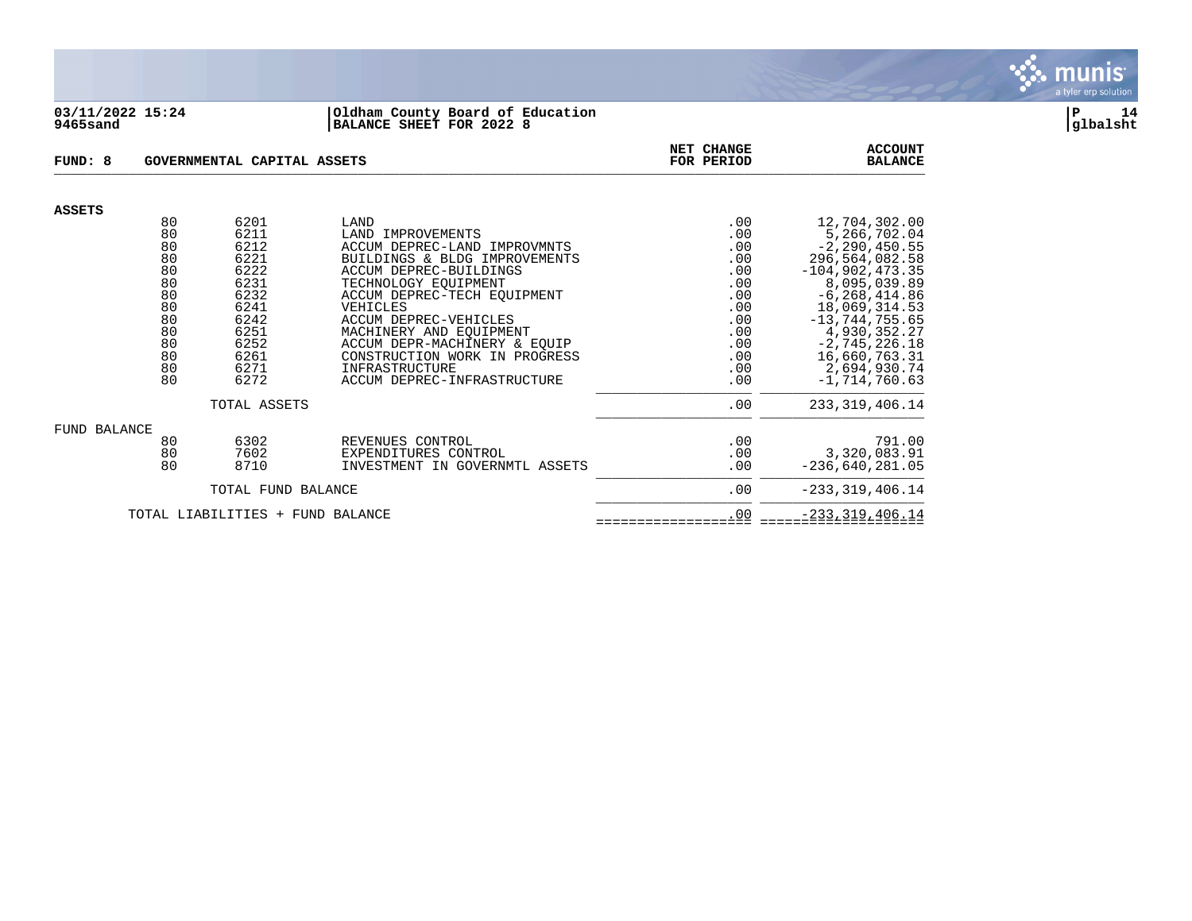03/11/2022 15:24 | Oldham County Board of Education
9465sand | BALANCE SHEET FOR 2022 8

glbalsht

**FUND: 8 GOVERNMENTAL CAPITAL ASSETS**

| | | | | NET CHANGE FOR PERIOD | ACCOUNT BALANCE |
|---|---|---|---|---|---|
| **ASSETS** | | | | | |
| | 80 | 6201 | LAND | .00 | 12,704,302.00 |
| | 80 | 6211 | LAND IMPROVEMENTS | .00 | 5,266,702.04 |
| | 80 | 6212 | ACCUM DEPREC-LAND IMPROVMNTS | .00 | -2,290,450.55 |
| | 80 | 6221 | BUILDINGS & BLDG IMPROVEMENTS | .00 | 296,564,082.58 |
| | 80 | 6222 | ACCUM DEPREC-BUILDINGS | .00 | -104,902,473.35 |
| | 80 | 6231 | TECHNOLOGY EQUIPMENT | .00 | 8,095,039.89 |
| | 80 | 6232 | ACCUM DEPREC-TECH EQUIPMENT | .00 | -6,268,414.86 |
| | 80 | 6241 | VEHICLES | .00 | 18,069,314.53 |
| | 80 | 6242 | ACCUM DEPREC-VEHICLES | .00 | -13,744,755.65 |
| | 80 | 6251 | MACHINERY AND EQUIPMENT | .00 | 4,930,352.27 |
| | 80 | 6252 | ACCUM DEPR-MACHINERY & EQUIP | .00 | -2,745,226.18 |
| | 80 | 6261 | CONSTRUCTION WORK IN PROGRESS | .00 | 16,660,763.31 |
| | 80 | 6271 | INFRASTRUCTURE | .00 | 2,694,930.74 |
| | 80 | 6272 | ACCUM DEPREC-INFRASTRUCTURE | .00 | -1,714,760.63 |
| | | TOTAL ASSETS | | .00 | 233,319,406.14 |
| **FUND BALANCE** | | | | | |
| | 80 | 6302 | REVENUES CONTROL | .00 | 791.00 |
| | 80 | 7602 | EXPENDITURES CONTROL | .00 | 3,320,083.91 |
| | 80 | 8710 | INVESTMENT IN GOVERNMTL ASSETS | .00 | -236,640,281.05 |
| | | TOTAL FUND BALANCE | | .00 | -233,319,406.14 |
| | TOTAL LIABILITIES + FUND BALANCE | | | .00 | -233,319,406.14 |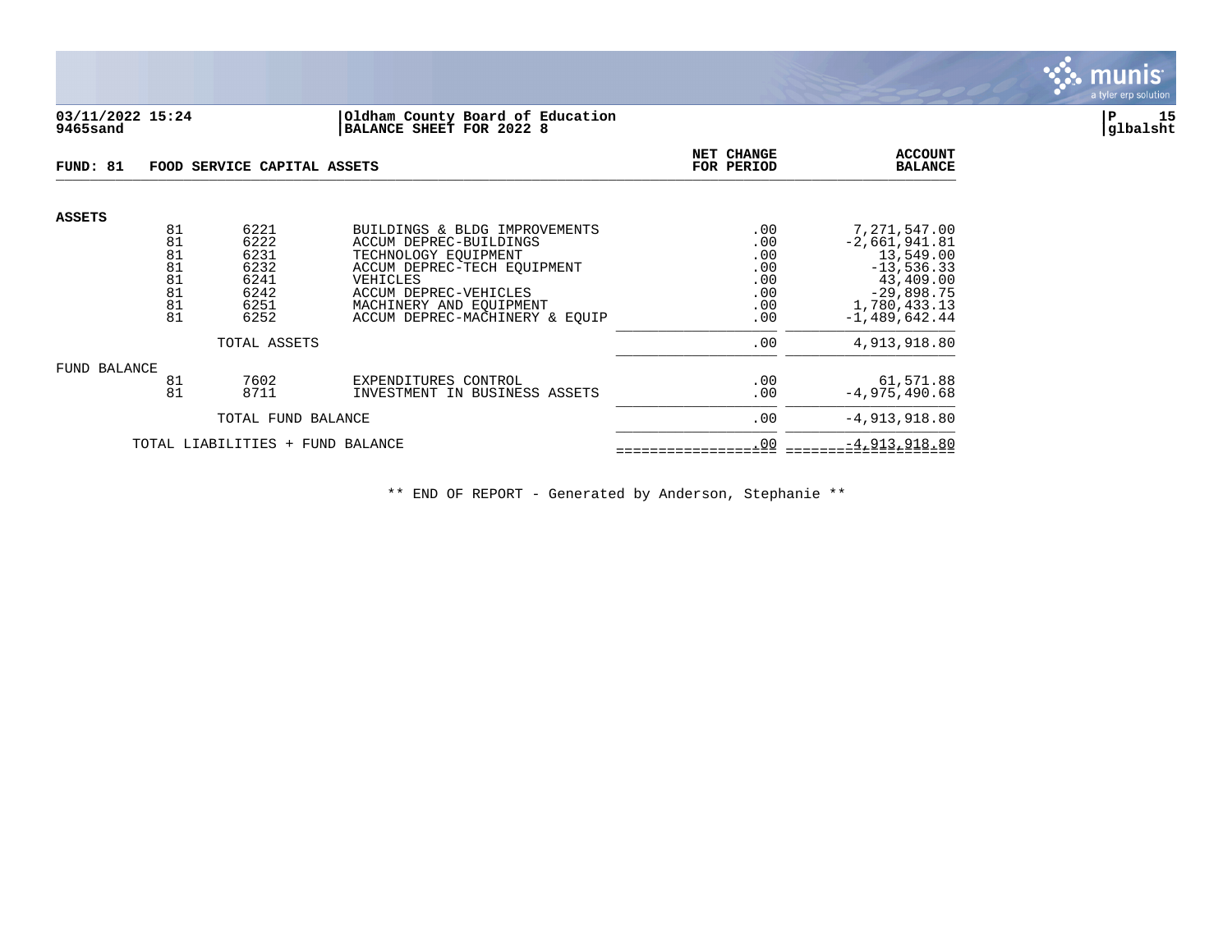03/11/2022 15:24 | Oldham County Board of Education
9465sand | BALANCE SHEET FOR 2022 8

glbalsht

| FUND: 81 | FOOD SERVICE CAPITAL ASSETS | | | NET CHANGE FOR PERIOD | ACCOUNT BALANCE |
|---|---|---|---|---|---|
| **ASSETS** | | | | | |
| | 81 | 6221 | BUILDINGS & BLDG IMPROVEMENTS | .00 | 7,271,547.00 |
| | 81 | 6222 | ACCUM DEPREC-BUILDINGS | .00 | -2,661,941.81 |
| | 81 | 6231 | TECHNOLOGY EQUIPMENT | .00 | 13,549.00 |
| | 81 | 6232 | ACCUM DEPREC-TECH EQUIPMENT | .00 | -13,536.33 |
| | 81 | 6241 | VEHICLES | .00 | 43,409.00 |
| | 81 | 6242 | ACCUM DEPREC-VEHICLES | .00 | -29,898.75 |
| | 81 | 6251 | MACHINERY AND EQUIPMENT | .00 | 1,780,433.13 |
| | 81 | 6252 | ACCUM DEPREC-MACHINERY & EQUIP | .00 | -1,489,642.44 |
| | | TOTAL ASSETS | | .00 | 4,913,918.80 |
| FUND BALANCE | | | | | |
| | 81 | 7602 | EXPENDITURES CONTROL | .00 | 61,571.88 |
| | 81 | 8711 | INVESTMENT IN BUSINESS ASSETS | .00 | -4,975,490.68 |
| | | TOTAL FUND BALANCE | | .00 | -4,913,918.80 |
| | TOTAL LIABILITIES + FUND BALANCE | | | .00 | -4,913,918.80 |

** END OF REPORT - Generated by Anderson, Stephanie **